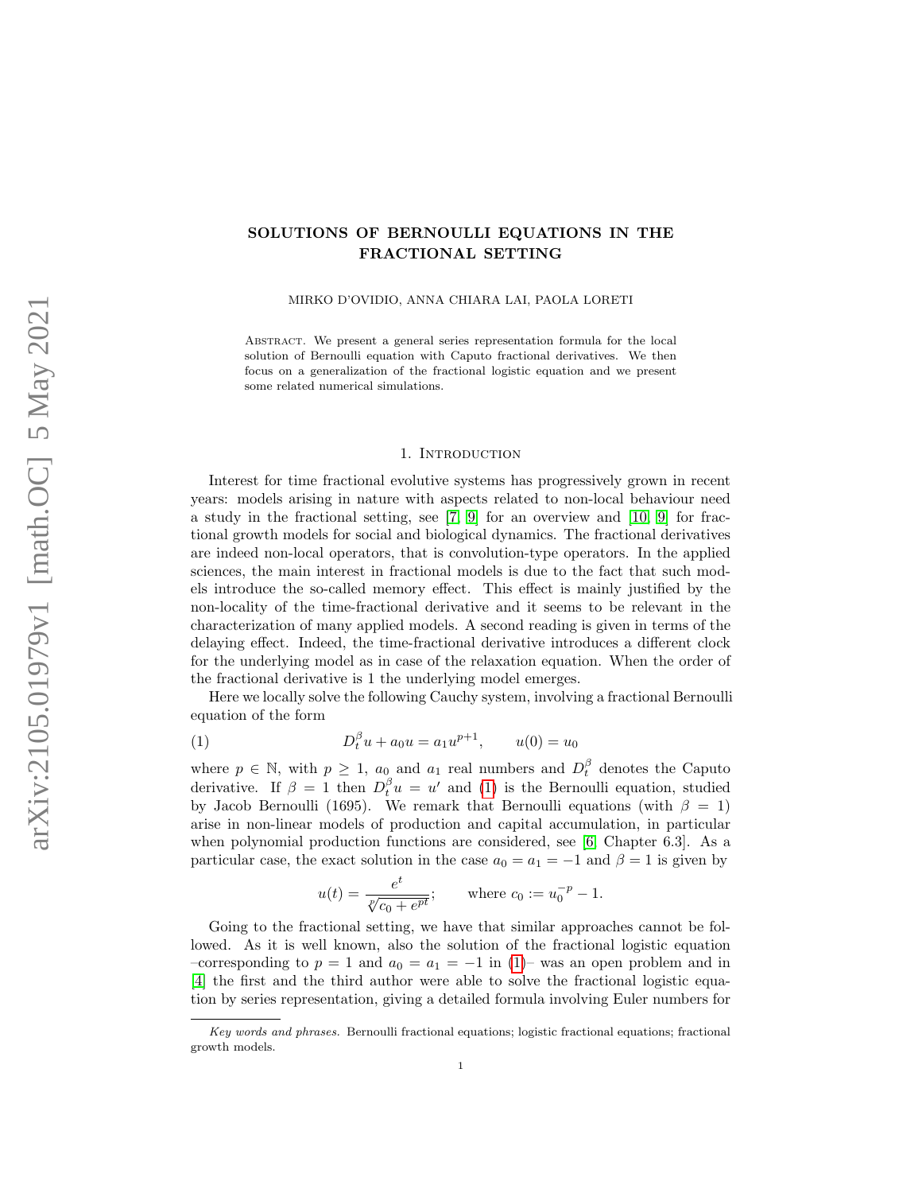# SOLUTIONS OF BERNOULLI EQUATIONS IN THE FRACTIONAL SETTING

MIRKO D'OVIDIO, ANNA CHIARA LAI, PAOLA LORETI

Abstract. We present a general series representation formula for the local solution of Bernoulli equation with Caputo fractional derivatives. We then focus on a generalization of the fractional logistic equation and we present some related numerical simulations.

## 1. Introduction

Interest for time fractional evolutive systems has progressively grown in recent years: models arising in nature with aspects related to non-local behaviour need a study in the fractional setting, see [7, 9] for an overview and [10, 9] for fractional growth models for social and biological dynamics. The fractional derivatives are indeed non-local operators, that is convolution-type operators. In the applied sciences, the main interest in fractional models is due to the fact that such models introduce the so-called memory effect. This effect is mainly justified by the non-locality of the time-fractional derivative and it seems to be relevant in the characterization of many applied models. A second reading is given in terms of the delaying effect. Indeed, the time-fractional derivative introduces a different clock for the underlying model as in case of the relaxation equation. When the order of the fractional derivative is 1 the underlying model emerges.

Here we locally solve the following Cauchy system, involving a fractional Bernoulli equation of the form

$$D_t^\beta u + a_0 u = a_1 u^{p+1}, \qquad u(0) = u_0 \tag{1}$$

where $p \in \mathbb{N}$, with $p \geq 1$, $a_0$ and $a_1$ real numbers and $D_t^\beta$ denotes the Caputo derivative. If $\beta = 1$ then $D_t^\beta u = u'$ and (1) is the Bernoulli equation, studied by Jacob Bernoulli (1695). We remark that Bernoulli equations (with $\beta = 1$) arise in non-linear models of production and capital accumulation, in particular when polynomial production functions are considered, see [6, Chapter 6.3]. As a particular case, the exact solution in the case $a_0 = a_1 = -1$ and $\beta = 1$ is given by

$$u(t) = \frac{e^t}{\sqrt[p]{c_0 + e^{pt}}}; \qquad \text{where } c_0 := u_0^{-p} - 1.$$

Going to the fractional setting, we have that similar approaches cannot be followed. As it is well known, also the solution of the fractional logistic equation –corresponding to $p = 1$ and $a_0 = a_1 = -1$ in (1)– was an open problem and in [4] the first and the third author were able to solve the fractional logistic equation by series representation, giving a detailed formula involving Euler numbers for

*Key words and phrases.* Bernoulli fractional equations; logistic fractional equations; fractional growth models.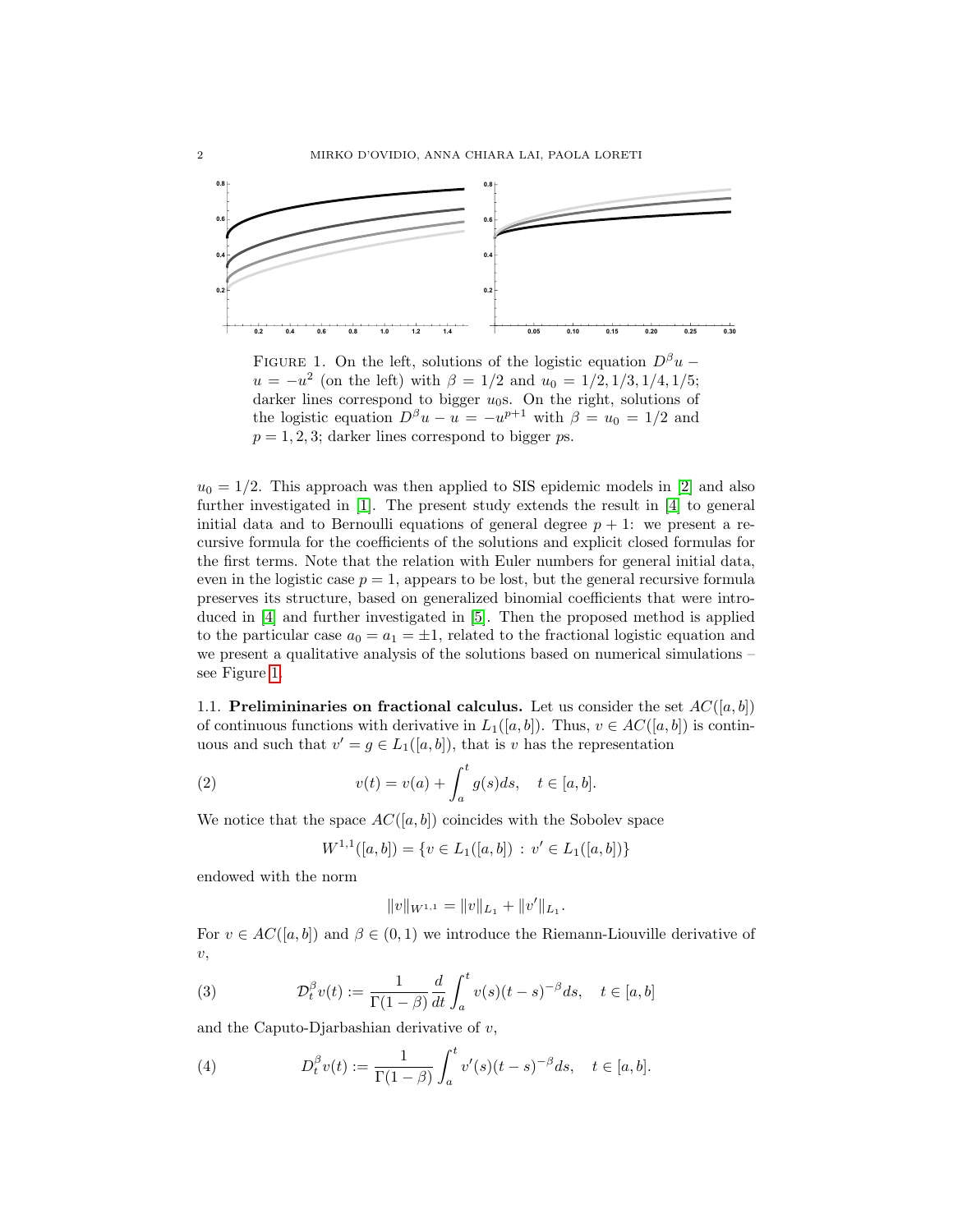FIGURE 1. On the left, solutions of the logistic equation $D^\beta u - u = -u^2$ (on the left) with $\beta = 1/2$ and $u_0 = 1/2, 1/3, 1/4, 1/5$; darker lines correspond to bigger $u_0$s. On the right, solutions of the logistic equation $D^\beta u - u = -u^{p+1}$ with $\beta = u_0 = 1/2$ and $p = 1, 2, 3$; darker lines correspond to bigger $p$s.

$u_0 = 1/2$. This approach was then applied to SIS epidemic models in [2] and also further investigated in [1]. The present study extends the result in [4] to general initial data and to Bernoulli equations of general degree $p+1$: we present a recursive formula for the coefficients of the solutions and explicit closed formulas for the first terms. Note that the relation with Euler numbers for general initial data, even in the logistic case $p = 1$, appears to be lost, but the general recursive formula preserves its structure, based on generalized binomial coefficients that were introduced in [4] and further investigated in [5]. Then the proposed method is applied to the particular case $a_0 = a_1 = \pm 1$, related to the fractional logistic equation and we present a qualitative analysis of the solutions based on numerical simulations – see Figure 1.

### 1.1. Preliminaries on fractional calculus.

Let us consider the set $AC([a,b])$ of continuous functions with derivative in $L_1([a,b])$. Thus, $v \in AC([a,b])$ is continuous and such that $v' = g \in L_1([a,b])$, that is $v$ has the representation

$$v(t) = v(a) + \int_a^t g(s)ds, \quad t \in [a,b]. \tag{2}$$

We notice that the space $AC([a,b])$ coincides with the Sobolev space

$$W^{1,1}([a,b]) = \{v \in L_1([a,b]) \,:\, v' \in L_1([a,b])\}$$

endowed with the norm

$$\|v\|_{W^{1,1}} = \|v\|_{L_1} + \|v'\|_{L_1}.$$

For $v \in AC([a,b])$ and $\beta \in (0,1)$ we introduce the Riemann-Liouville derivative of $v$,

$$\mathcal{D}_t^\beta v(t) := \frac{1}{\Gamma(1-\beta)} \frac{d}{dt} \int_a^t v(s)(t-s)^{-\beta} ds, \quad t \in [a,b] \tag{3}$$

and the Caputo-Djarbashian derivative of $v$,

$$D_t^\beta v(t) := \frac{1}{\Gamma(1-\beta)} \int_a^t v'(s)(t-s)^{-\beta} ds, \quad t \in [a,b]. \tag{4}$$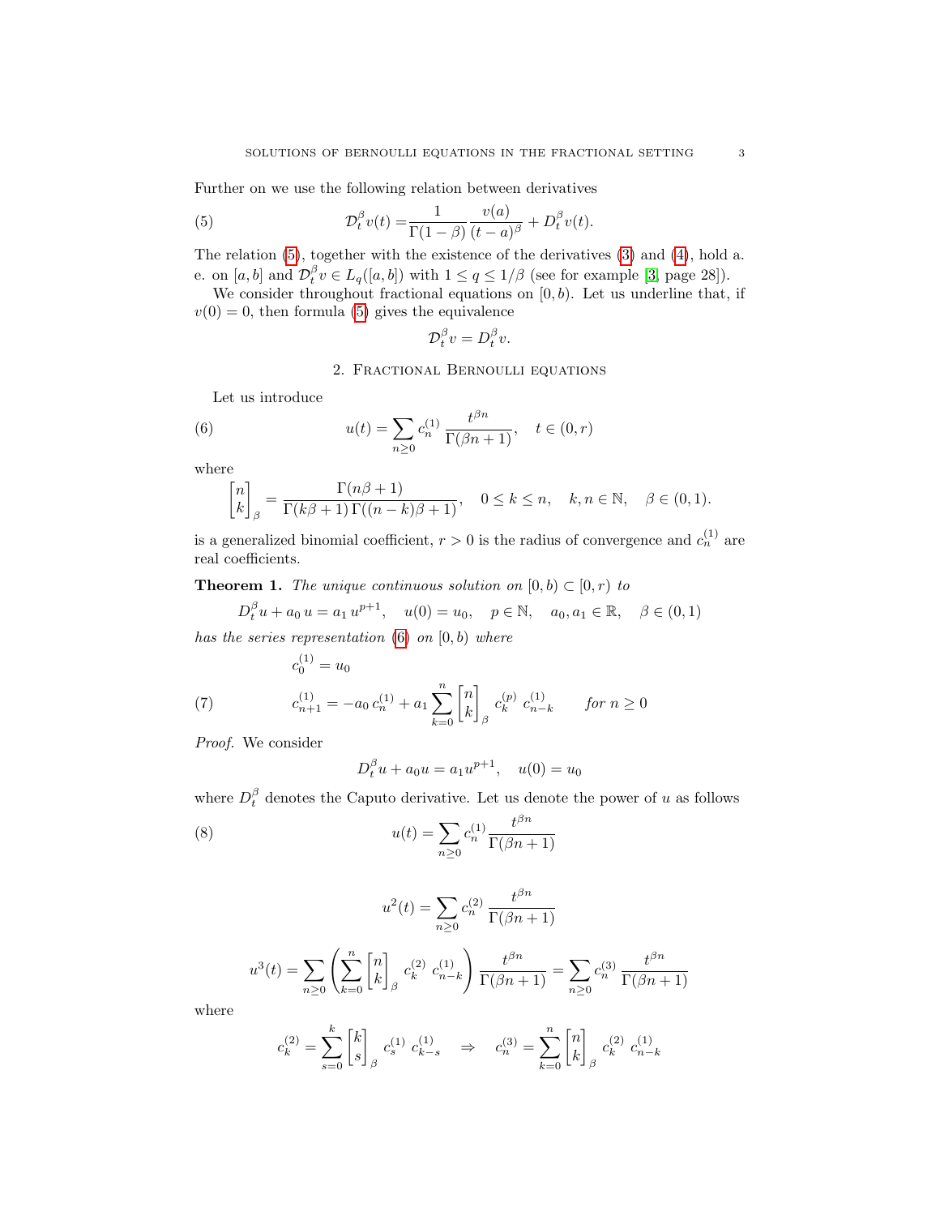Further on we use the following relation between derivatives

$$
\mathcal{D}_t^\beta v(t) = \frac{1}{\Gamma(1-\beta)} \frac{v(a)}{(t-a)^\beta} + D_t^\beta v(t). \tag{5}
$$

The relation (5), together with the existence of the derivatives (3) and (4), hold a. e. on $[a,b]$ and $\mathcal{D}_t^\beta v \in L_q([a,b])$ with $1 \leq q \leq 1/\beta$ (see for example [3, page 28]).

We consider throughout fractional equations on $[0,b)$. Let us underline that, if $v(0) = 0$, then formula (5) gives the equivalence

$$
\mathcal{D}_t^\beta v = D_t^\beta v.
$$

## 2. Fractional Bernoulli equations

Let us introduce

$$
u(t) = \sum_{n \geq 0} c_n^{(1)} \frac{t^{\beta n}}{\Gamma(\beta n + 1)}, \quad t \in (0, r) \tag{6}
$$

where

$$
\begin{bmatrix} n \\ k \end{bmatrix}_\beta = \frac{\Gamma(n\beta + 1)}{\Gamma(k\beta + 1)\,\Gamma((n-k)\beta + 1)}, \quad 0 \leq k \leq n, \quad k, n \in \mathbb{N}, \quad \beta \in (0,1).
$$

is a generalized binomial coefficient, $r > 0$ is the radius of convergence and $c_n^{(1)}$ are real coefficients.

**Theorem 1.** *The unique continuous solution on $[0,b) \subset [0,r)$ to*

$$
D_t^\beta u + a_0\, u = a_1\, u^{p+1}, \quad u(0) = u_0, \quad p \in \mathbb{N}, \quad a_0, a_1 \in \mathbb{R}, \quad \beta \in (0,1)
$$

*has the series representation (6) on $[0,b)$ where*

$$
c_0^{(1)} = u_0
$$

$$
c_{n+1}^{(1)} = -a_0\, c_n^{(1)} + a_1 \sum_{k=0}^{n} \begin{bmatrix} n \\ k \end{bmatrix}_\beta c_k^{(p)}\, c_{n-k}^{(1)} \qquad \textit{for } n \geq 0 \tag{7}
$$

*Proof.* We consider

$$
D_t^\beta u + a_0 u = a_1 u^{p+1}, \quad u(0) = u_0
$$

where $D_t^\beta$ denotes the Caputo derivative. Let us denote the power of $u$ as follows

$$
u(t) = \sum_{n \geq 0} c_n^{(1)} \frac{t^{\beta n}}{\Gamma(\beta n + 1)} \tag{8}
$$

$$
u^2(t) = \sum_{n \geq 0} c_n^{(2)} \frac{t^{\beta n}}{\Gamma(\beta n + 1)}
$$

$$
u^3(t) = \sum_{n \geq 0} \left( \sum_{k=0}^{n} \begin{bmatrix} n \\ k \end{bmatrix}_\beta c_k^{(2)}\, c_{n-k}^{(1)} \right) \frac{t^{\beta n}}{\Gamma(\beta n + 1)} = \sum_{n \geq 0} c_n^{(3)} \frac{t^{\beta n}}{\Gamma(\beta n + 1)}
$$

where

$$
c_k^{(2)} = \sum_{s=0}^{k} \begin{bmatrix} k \\ s \end{bmatrix}_\beta c_s^{(1)}\, c_{k-s}^{(1)} \quad \Rightarrow \quad c_n^{(3)} = \sum_{k=0}^{n} \begin{bmatrix} n \\ k \end{bmatrix}_\beta c_k^{(2)}\, c_{n-k}^{(1)}
$$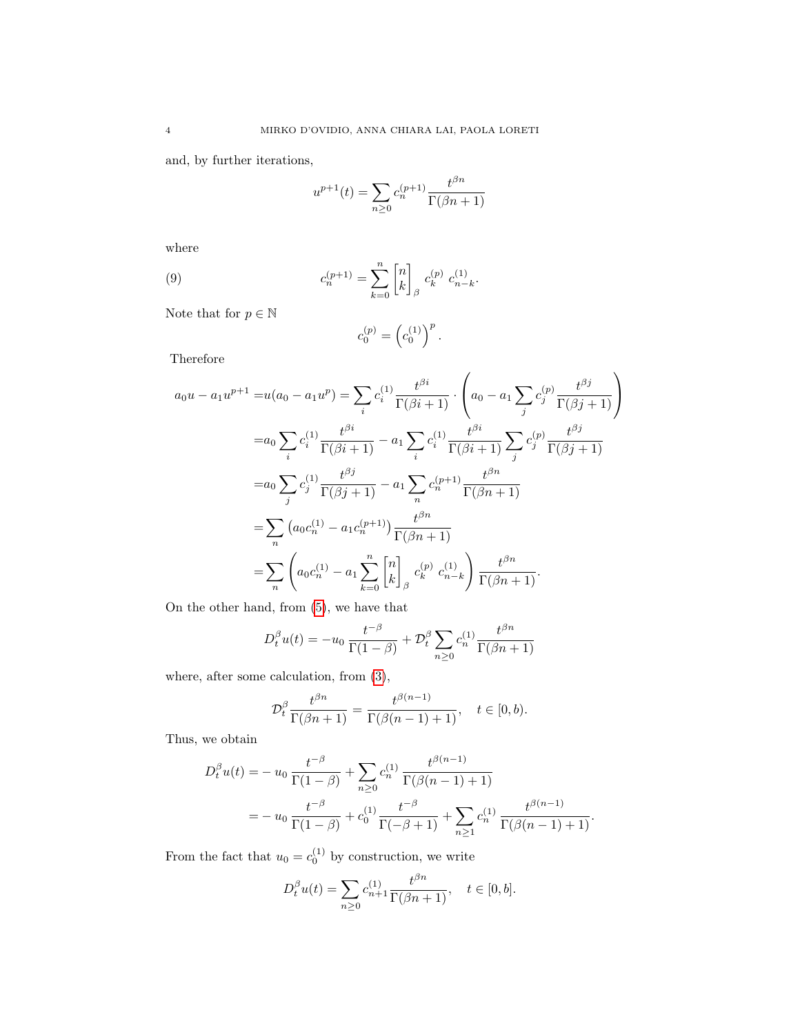and, by further iterations,

$$u^{p+1}(t) = \sum_{n\geq 0} c_n^{(p+1)} \frac{t^{\beta n}}{\Gamma(\beta n+1)}$$

where

$$c_n^{(p+1)} = \sum_{k=0}^{n} \begin{bmatrix} n \\ k \end{bmatrix}_\beta \; c_k^{(p)} \; c_{n-k}^{(1)}. \tag{9}$$

Note that for $p \in \mathbb{N}$

$$c_0^{(p)} = \left(c_0^{(1)}\right)^p.$$

Therefore

$$\begin{aligned}
a_0 u - a_1 u^{p+1} =& u(a_0 - a_1 u^p) = \sum_i c_i^{(1)} \frac{t^{\beta i}}{\Gamma(\beta i+1)} \cdot \left( a_0 - a_1 \sum_j c_j^{(p)} \frac{t^{\beta j}}{\Gamma(\beta j+1)} \right) \\
=& a_0 \sum_i c_i^{(1)} \frac{t^{\beta i}}{\Gamma(\beta i+1)} - a_1 \sum_i c_i^{(1)} \frac{t^{\beta i}}{\Gamma(\beta i+1)} \sum_j c_j^{(p)} \frac{t^{\beta j}}{\Gamma(\beta j+1)} \\
=& a_0 \sum_j c_j^{(1)} \frac{t^{\beta j}}{\Gamma(\beta j+1)} - a_1 \sum_n c_n^{(p+1)} \frac{t^{\beta n}}{\Gamma(\beta n+1)} \\
=& \sum_n \left( a_0 c_n^{(1)} - a_1 c_n^{(p+1)} \right) \frac{t^{\beta n}}{\Gamma(\beta n+1)} \\
=& \sum_n \left( a_0 c_n^{(1)} - a_1 \sum_{k=0}^{n} \begin{bmatrix} n \\ k \end{bmatrix}_\beta \; c_k^{(p)} \; c_{n-k}^{(1)} \right) \frac{t^{\beta n}}{\Gamma(\beta n+1)}.
\end{aligned}$$

On the other hand, from (5), we have that

$$D_t^\beta u(t) = -u_0 \, \frac{t^{-\beta}}{\Gamma(1-\beta)} + \mathcal{D}_t^\beta \sum_{n\geq 0} c_n^{(1)} \frac{t^{\beta n}}{\Gamma(\beta n+1)}$$

where, after some calculation, from (3),

$$\mathcal{D}_t^\beta \frac{t^{\beta n}}{\Gamma(\beta n+1)} = \frac{t^{\beta(n-1)}}{\Gamma(\beta(n-1)+1)}, \quad t \in [0, b).$$

Thus, we obtain

$$\begin{aligned}
D_t^\beta u(t) =& - u_0 \, \frac{t^{-\beta}}{\Gamma(1-\beta)} + \sum_{n\geq 0} c_n^{(1)} \, \frac{t^{\beta(n-1)}}{\Gamma(\beta(n-1)+1)} \\
=& - u_0 \, \frac{t^{-\beta}}{\Gamma(1-\beta)} + c_0^{(1)} \, \frac{t^{-\beta}}{\Gamma(-\beta+1)} + \sum_{n\geq 1} c_n^{(1)} \, \frac{t^{\beta(n-1)}}{\Gamma(\beta(n-1)+1)}.
\end{aligned}$$

From the fact that $u_0 = c_0^{(1)}$ by construction, we write

$$D_t^\beta u(t) = \sum_{n\geq 0} c_{n+1}^{(1)} \frac{t^{\beta n}}{\Gamma(\beta n+1)}, \quad t \in [0, b].$$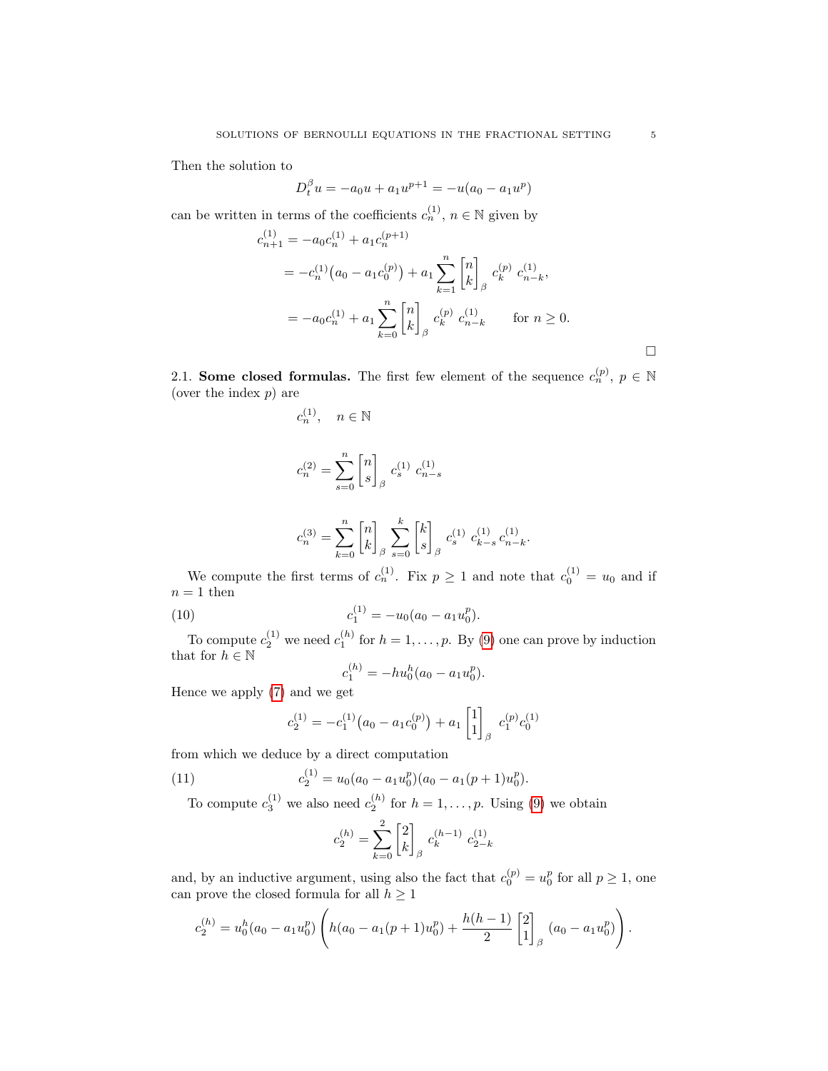Then the solution to

$$D_t^\beta u = -a_0 u + a_1 u^{p+1} = -u(a_0 - a_1 u^p)$$

can be written in terms of the coefficients $c_n^{(1)}$, $n \in \mathbb{N}$ given by

$$\begin{aligned}
c_{n+1}^{(1)} &= -a_0 c_n^{(1)} + a_1 c_n^{(p+1)} \\
&= -c_n^{(1)}\big(a_0 - a_1 c_0^{(p)}\big) + a_1 \sum_{k=1}^{n} \begin{bmatrix} n \\ k \end{bmatrix}_\beta c_k^{(p)}\, c_{n-k}^{(1)}, \\
&= -a_0 c_n^{(1)} + a_1 \sum_{k=0}^{n} \begin{bmatrix} n \\ k \end{bmatrix}_\beta c_k^{(p)}\, c_{n-k}^{(1)} \qquad \text{for } n \geq 0.
\end{aligned}$$

□

### 2.1. **Some closed formulas.**

The first few element of the sequence $c_n^{(p)}$, $p \in \mathbb{N}$ (over the index $p$) are

$$c_n^{(1)}, \quad n \in \mathbb{N}$$

$$c_n^{(2)} = \sum_{s=0}^{n} \begin{bmatrix} n \\ s \end{bmatrix}_\beta c_s^{(1)}\, c_{n-s}^{(1)}$$

$$c_n^{(3)} = \sum_{k=0}^{n} \begin{bmatrix} n \\ k \end{bmatrix}_\beta \sum_{s=0}^{k} \begin{bmatrix} k \\ s \end{bmatrix}_\beta c_s^{(1)}\, c_{k-s}^{(1)}\, c_{n-k}^{(1)}.$$

We compute the first terms of $c_n^{(1)}$. Fix $p \geq 1$ and note that $c_0^{(1)} = u_0$ and if $n = 1$ then

$$c_1^{(1)} = -u_0(a_0 - a_1 u_0^p). \tag{10}$$

To compute $c_2^{(1)}$ we need $c_1^{(h)}$ for $h = 1, \dots, p$. By (9) one can prove by induction that for $h \in \mathbb{N}$

$$c_1^{(h)} = -h u_0^h (a_0 - a_1 u_0^p).$$

Hence we apply (7) and we get

$$c_2^{(1)} = -c_1^{(1)}\big(a_0 - a_1 c_0^{(p)}\big) + a_1 \begin{bmatrix} 1 \\ 1 \end{bmatrix}_\beta c_1^{(p)} c_0^{(1)}$$

from which we deduce by a direct computation

$$c_2^{(1)} = u_0(a_0 - a_1 u_0^p)(a_0 - a_1(p+1)u_0^p). \tag{11}$$

To compute $c_3^{(1)}$ we also need $c_2^{(h)}$ for $h = 1, \dots, p$. Using (9) we obtain

$$c_2^{(h)} = \sum_{k=0}^{2} \begin{bmatrix} 2 \\ k \end{bmatrix}_\beta c_k^{(h-1)}\, c_{2-k}^{(1)}$$

and, by an inductive argument, using also the fact that $c_0^{(p)} = u_0^p$ for all $p \geq 1$, one can prove the closed formula for all $h \geq 1$

$$c_2^{(h)} = u_0^h (a_0 - a_1 u_0^p) \left( h(a_0 - a_1(p+1)u_0^p) + \frac{h(h-1)}{2} \begin{bmatrix} 2 \\ 1 \end{bmatrix}_\beta (a_0 - a_1 u_0^p) \right).$$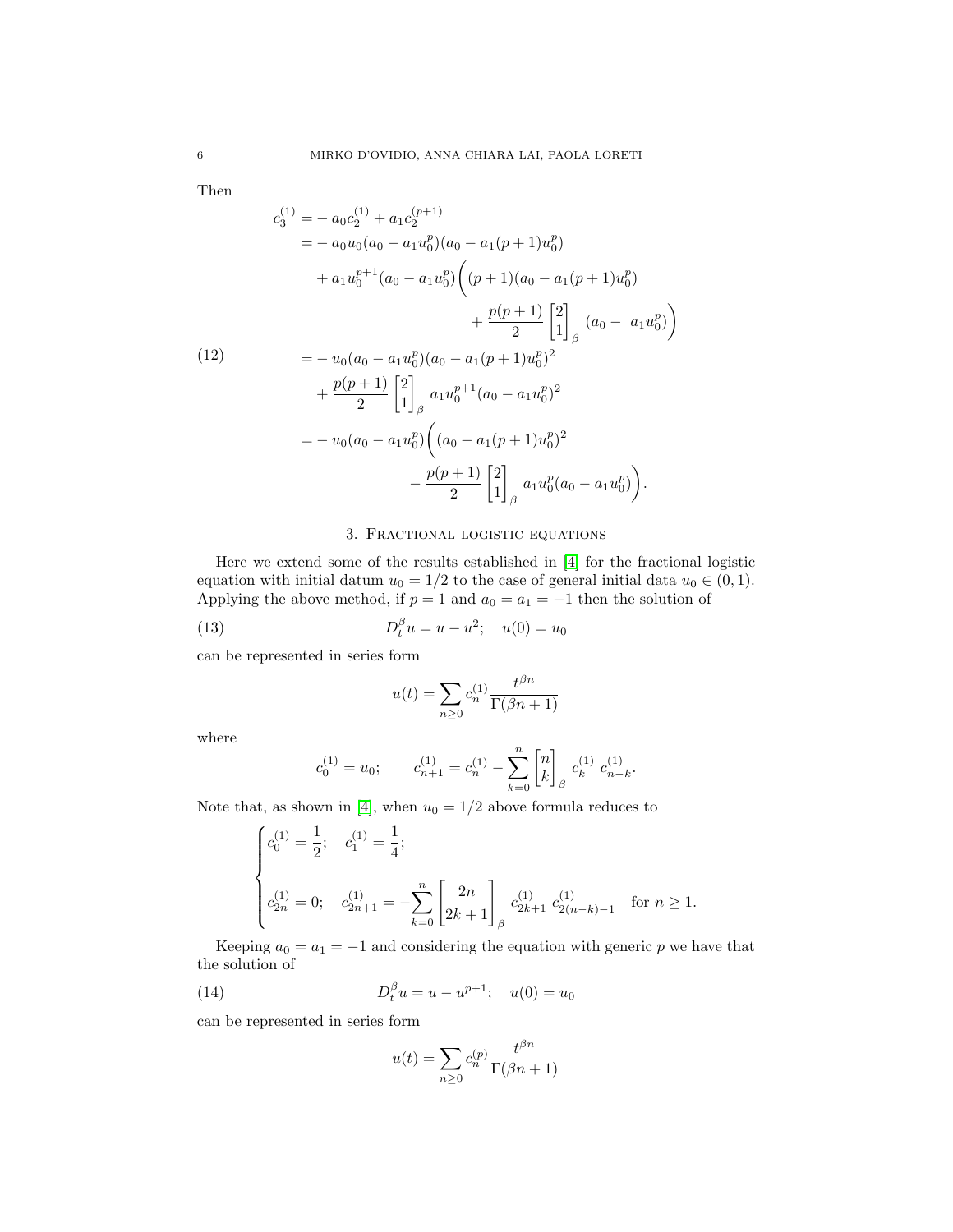Then

$$
\begin{aligned}
c_3^{(1)} =& - a_0 c_2^{(1)} + a_1 c_2^{(p+1)} \\
=& - a_0 u_0 (a_0 - a_1 u_0^p)(a_0 - a_1 (p+1) u_0^p) \\
& + a_1 u_0^{p+1} (a_0 - a_1 u_0^p) \bigg( (p+1)(a_0 - a_1(p+1)u_0^p) \\
& \qquad + \frac{p(p+1)}{2} \begin{bmatrix} 2 \\ 1 \end{bmatrix}_\beta (a_0 - \ a_1 u_0^p) \bigg) \\
=& - u_0 (a_0 - a_1 u_0^p)(a_0 - a_1 (p+1) u_0^p)^2 \\
& + \frac{p(p+1)}{2} \begin{bmatrix} 2 \\ 1 \end{bmatrix}_\beta a_1 u_0^{p+1} (a_0 - a_1 u_0^p)^2 \\
=& - u_0 (a_0 - a_1 u_0^p) \bigg( (a_0 - a_1 (p+1) u_0^p)^2 \\
& \qquad - \frac{p(p+1)}{2} \begin{bmatrix} 2 \\ 1 \end{bmatrix}_\beta a_1 u_0^p (a_0 - a_1 u_0^p) \bigg).
\end{aligned} \tag{12}
$$

## 3. Fractional logistic equations

Here we extend some of the results established in [4] for the fractional logistic equation with initial datum $u_0 = 1/2$ to the case of general initial data $u_0 \in (0, 1)$. Applying the above method, if $p = 1$ and $a_0 = a_1 = -1$ then the solution of

$$
D_t^\beta u = u - u^2; \quad u(0) = u_0 \tag{13}
$$

can be represented in series form

$$
u(t) = \sum_{n \geq 0} c_n^{(1)} \frac{t^{\beta n}}{\Gamma(\beta n + 1)}
$$

where

$$
c_0^{(1)} = u_0; \qquad c_{n+1}^{(1)} = c_n^{(1)} - \sum_{k=0}^{n} \begin{bmatrix} n \\ k \end{bmatrix}_\beta c_k^{(1)} \, c_{n-k}^{(1)}.
$$

Note that, as shown in [4], when $u_0 = 1/2$ above formula reduces to

$$
\begin{cases}
c_0^{(1)} = \dfrac{1}{2}; \quad c_1^{(1)} = \dfrac{1}{4}; \\[2ex]
c_{2n}^{(1)} = 0; \quad c_{2n+1}^{(1)} = -\displaystyle\sum_{k=0}^{n} \begin{bmatrix} 2n \\ 2k+1 \end{bmatrix}_\beta c_{2k+1}^{(1)} \, c_{2(n-k)-1}^{(1)} \quad \text{for } n \geq 1.
\end{cases}
$$

Keeping $a_0 = a_1 = -1$ and considering the equation with generic $p$ we have that the solution of

$$
D_t^\beta u = u - u^{p+1}; \quad u(0) = u_0 \tag{14}
$$

can be represented in series form

$$
u(t) = \sum_{n \geq 0} c_n^{(p)} \frac{t^{\beta n}}{\Gamma(\beta n + 1)}
$$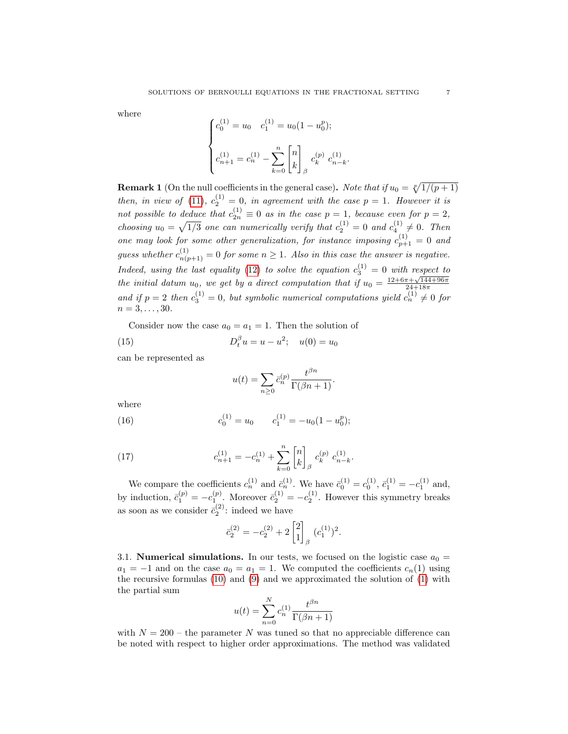where

$$\begin{cases} c_0^{(1)} = u_0 \quad c_1^{(1)} = u_0(1-u_0^p); \\[2ex] c_{n+1}^{(1)} = c_n^{(1)} - \displaystyle\sum_{k=0}^{n} \begin{bmatrix} n \\ k \end{bmatrix}_\beta c_k^{(p)} \; c_{n-k}^{(1)}. \end{cases}$$

**Remark 1** (On the null coefficients in the general case)**.** *Note that if $u_0 = \sqrt[p]{1/(p+1)}$ then, in view of (11), $c_2^{(1)} = 0$, in agreement with the case $p = 1$. However it is not possible to deduce that $c_{2n}^{(1)} \equiv 0$ as in the case $p = 1$, because even for $p = 2$, choosing $u_0 = \sqrt{1/3}$ one can numerically verify that $c_2^{(1)} = 0$ and $c_4^{(1)} \neq 0$. Then one may look for some other generalization, for instance imposing $c_{p+1}^{(1)} = 0$ and guess whether $c_{n(p+1)}^{(1)} = 0$ for some $n \geq 1$. Also in this case the answer is negative. Indeed, using the last equality (12) to solve the equation $c_3^{(1)} = 0$ with respect to the initial datum $u_0$, we get by a direct computation that if $u_0 = \frac{12+6\pi+\sqrt{144+96\pi}}{24+18\pi}$ and if $p = 2$ then $c_3^{(1)} = 0$, but symbolic numerical computations yield $c_n^{(1)} \neq 0$ for $n = 3, \ldots, 30$.*

Consider now the case $a_0 = a_1 = 1$. Then the solution of

$$D_t^\beta u = u - u^2; \quad u(0) = u_0 \tag{15}$$

can be represented as

$$u(t) = \sum_{n\geq 0} \bar{c}_n^{(p)} \frac{t^{\beta n}}{\Gamma(\beta n + 1)}.$$

where

$$c_0^{(1)} = u_0 \qquad c_1^{(1)} = -u_0(1-u_0^p); \tag{16}$$

$$c_{n+1}^{(1)} = -c_n^{(1)} + \sum_{k=0}^{n} \begin{bmatrix} n \\ k \end{bmatrix}_\beta c_k^{(p)} \; c_{n-k}^{(1)}. \tag{17}$$

We compare the coefficients $c_n^{(1)}$ and $\bar{c}_n^{(1)}$. We have $\bar{c}_0^{(1)} = c_0^{(1)}$, $\bar{c}_1^{(1)} = -c_1^{(1)}$ and, by induction, $\bar{c}_1^{(p)} = -c_1^{(p)}$. Moreover $\bar{c}_2^{(1)} = -c_2^{(1)}$. However this symmetry breaks as soon as we consider $\bar{c}_2^{(2)}$: indeed we have

$$\bar{c}_2^{(2)} = -c_2^{(2)} + 2\begin{bmatrix} 2 \\ 1 \end{bmatrix}_\beta (c_1^{(1)})^2.$$

3.1. **Numerical simulations.** In our tests, we focused on the logistic case $a_0 = a_1 = -1$ and on the case $a_0 = a_1 = 1$. We computed the coefficients $c_n(1)$ using the recursive formulas (10) and (9) and we approximated the solution of (1) with the partial sum

$$u(t) = \sum_{n=0}^{N} c_n^{(1)} \frac{t^{\beta n}}{\Gamma(\beta n + 1)}$$

with $N = 200$ – the parameter $N$ was tuned so that no appreciable difference can be noted with respect to higher order approximations. The method was validated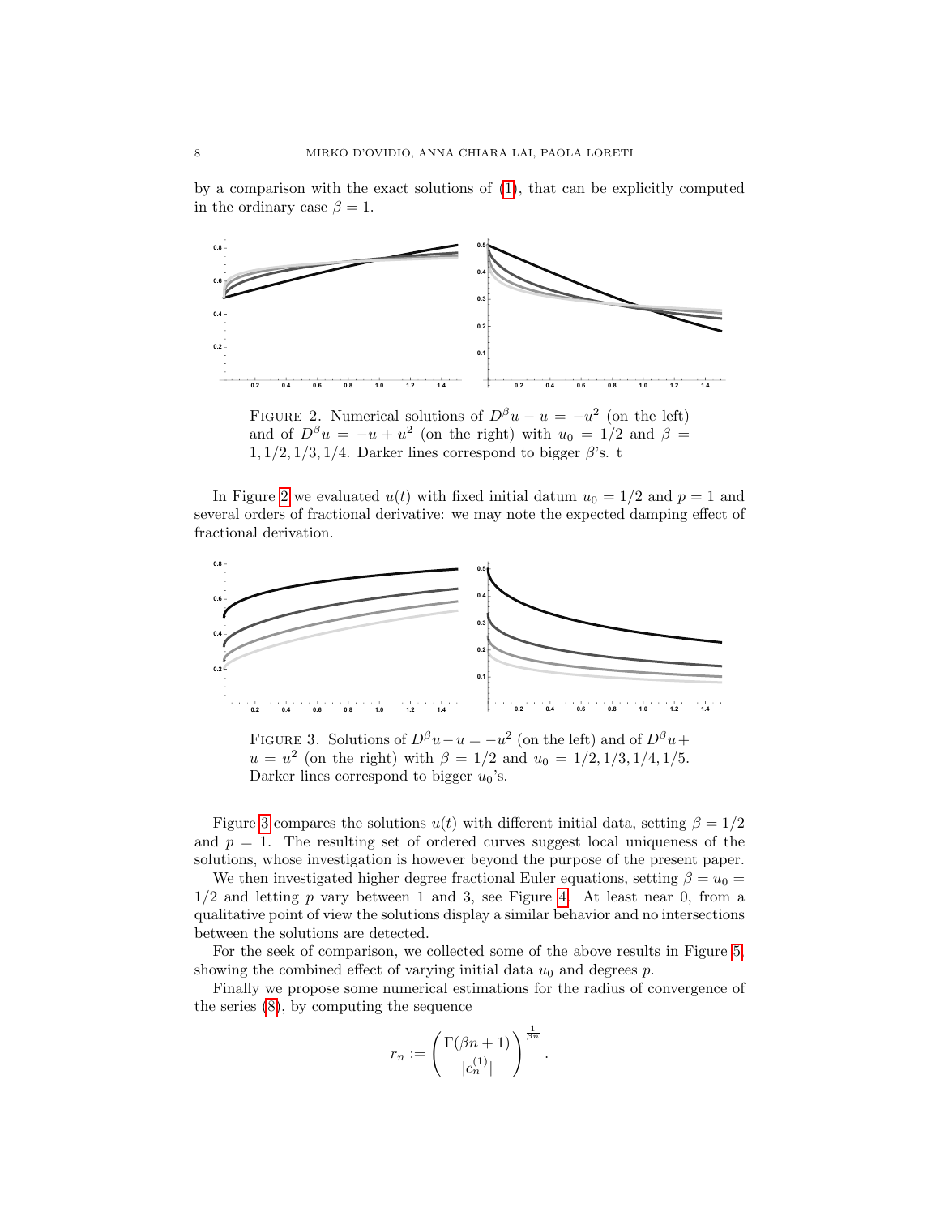by a comparison with the exact solutions of (1), that can be explicitly computed in the ordinary case $\beta = 1$.

FIGURE 2. Numerical solutions of $D^\beta u - u = -u^2$ (on the left) and of $D^\beta u = -u + u^2$ (on the right) with $u_0 = 1/2$ and $\beta = 1, 1/2, 1/3, 1/4$. Darker lines correspond to bigger $\beta$'s. t

In Figure 2 we evaluated $u(t)$ with fixed initial datum $u_0 = 1/2$ and $p = 1$ and several orders of fractional derivative: we may note the expected damping effect of fractional derivation.

FIGURE 3. Solutions of $D^\beta u - u = -u^2$ (on the left) and of $D^\beta u + u = u^2$ (on the right) with $\beta = 1/2$ and $u_0 = 1/2, 1/3, 1/4, 1/5$. Darker lines correspond to bigger $u_0$'s.

Figure 3 compares the solutions $u(t)$ with different initial data, setting $\beta = 1/2$ and $p = 1$. The resulting set of ordered curves suggest local uniqueness of the solutions, whose investigation is however beyond the purpose of the present paper.

We then investigated higher degree fractional Euler equations, setting $\beta = u_0 = 1/2$ and letting $p$ vary between 1 and 3, see Figure 4. At least near 0, from a qualitative point of view the solutions display a similar behavior and no intersections between the solutions are detected.

For the seek of comparison, we collected some of the above results in Figure 5, showing the combined effect of varying initial data $u_0$ and degrees $p$.

Finally we propose some numerical estimations for the radius of convergence of the series (8), by computing the sequence

$$r_n := \left( \frac{\Gamma(\beta n + 1)}{|c_n^{(1)}|} \right)^{\frac{1}{\beta n}}.$$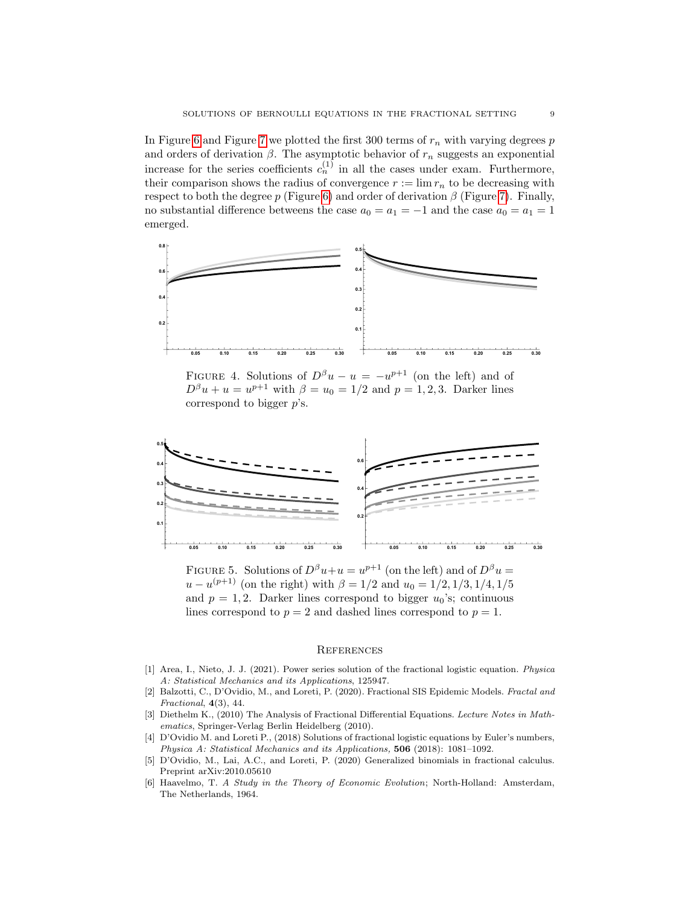In Figure 6 and Figure 7 we plotted the first 300 terms of $r_n$ with varying degrees $p$ and orders of derivation $\beta$. The asymptotic behavior of $r_n$ suggests an exponential increase for the series coefficients $c_n^{(1)}$ in all the cases under exam. Furthermore, their comparison shows the radius of convergence $r := \lim r_n$ to be decreasing with respect to both the degree $p$ (Figure 6) and order of derivation $\beta$ (Figure 7). Finally, no substantial difference betweens the case $a_0 = a_1 = -1$ and the case $a_0 = a_1 = 1$ emerged.

FIGURE 4. Solutions of $D^\beta u - u = -u^{p+1}$ (on the left) and of $D^\beta u + u = u^{p+1}$ with $\beta = u_0 = 1/2$ and $p = 1, 2, 3$. Darker lines correspond to bigger $p$'s.

FIGURE 5. Solutions of $D^\beta u + u = u^{p+1}$ (on the left) and of $D^\beta u = u - u^{(p+1)}$ (on the right) with $\beta = 1/2$ and $u_0 = 1/2, 1/3, 1/4, 1/5$ and $p = 1, 2$. Darker lines correspond to bigger $u_0$'s; continuous lines correspond to $p = 2$ and dashed lines correspond to $p = 1$.

## References

[1] Area, I., Nieto, J. J. (2021). Power series solution of the fractional logistic equation. *Physica A: Statistical Mechanics and its Applications*, 125947.

[2] Balzotti, C., D'Ovidio, M., and Loreti, P. (2020). Fractional SIS Epidemic Models. *Fractal and Fractional*, **4**(3), 44.

[3] Diethelm K., (2010) The Analysis of Fractional Differential Equations. *Lecture Notes in Mathematics*, Springer-Verlag Berlin Heidelberg (2010).

[4] D'Ovidio M. and Loreti P., (2018) Solutions of fractional logistic equations by Euler's numbers, *Physica A: Statistical Mechanics and its Applications*, **506** (2018): 1081–1092.

[5] D'Ovidio, M., Lai, A.C., and Loreti, P. (2020) Generalized binomials in fractional calculus. Preprint arXiv:2010.05610

[6] Haavelmo, T. *A Study in the Theory of Economic Evolution*; North-Holland: Amsterdam, The Netherlands, 1964.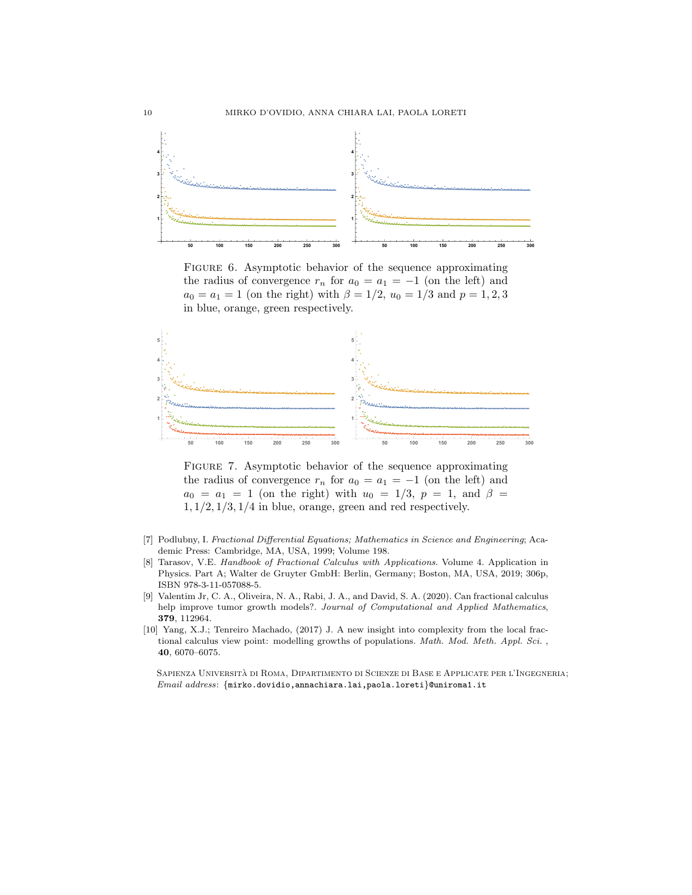1
2
3
4
50
100
150
200
250
300

1
2
3
4
50
100
150
200
250
300

FIGURE 6. Asymptotic behavior of the sequence approximating the radius of convergence $r_n$ for $a_0 = a_1 = -1$ (on the left) and $a_0 = a_1 = 1$ (on the right) with $\beta = 1/2$, $u_0 = 1/3$ and $p = 1, 2, 3$ in blue, orange, green respectively.

1
2
3
4
5
50
100
150
200
250
300

1
2
3
4
5
50
100
150
200
250
300

FIGURE 7. Asymptotic behavior of the sequence approximating the radius of convergence $r_n$ for $a_0 = a_1 = -1$ (on the left) and $a_0 = a_1 = 1$ (on the right) with $u_0 = 1/3$, $p = 1$, and $\beta = 1, 1/2, 1/3, 1/4$ in blue, orange, green and red respectively.

[7] Podlubny, I. *Fractional Differential Equations; Mathematics in Science and Engineering*; Academic Press: Cambridge, MA, USA, 1999; Volume 198.

[8] Tarasov, V.E. *Handbook of Fractional Calculus with Applications*. Volume 4. Application in Physics. Part A; Walter de Gruyter GmbH: Berlin, Germany; Boston, MA, USA, 2019; 306p, ISBN 978-3-11-057088-5.

[9] Valentim Jr, C. A., Oliveira, N. A., Rabi, J. A., and David, S. A. (2020). Can fractional calculus help improve tumor growth models?. *Journal of Computational and Applied Mathematics*, **379**, 112964.

[10] Yang, X.J.; Tenreiro Machado, (2017) J. A new insight into complexity from the local fractional calculus view point: modelling growths of populations. *Math. Mod. Meth. Appl. Sci.* , **40**, 6070–6075.

SAPIENZA UNIVERSITÀ DI ROMA, DIPARTIMENTO DI SCIENZE DI BASE E APPLICATE PER L'INGEGNERIA;
*Email address*: {mirko.dovidio,annachiara.lai,paola.loreti}@uniroma1.it